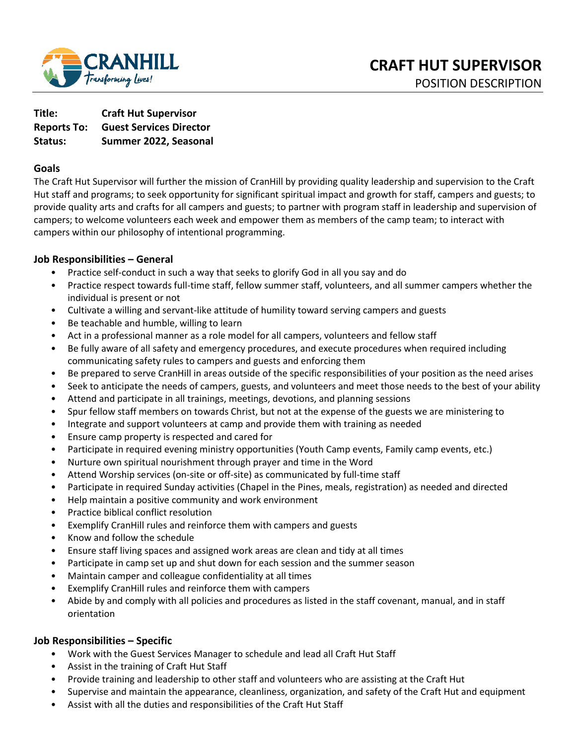# CRAFT HUT SUPERVISOR

POSITION DESCRIPTION

**Title:** **Craft Hut Supervisor**
**Reports To:** **Guest Services Director**
**Status:** **Summer 2022, Seasonal**

## Goals

The Craft Hut Supervisor will further the mission of CranHill by providing quality leadership and supervision to the Craft Hut staff and programs; to seek opportunity for significant spiritual impact and growth for staff, campers and guests; to provide quality arts and crafts for all campers and guests; to partner with program staff in leadership and supervision of campers; to welcome volunteers each week and empower them as members of the camp team; to interact with campers within our philosophy of intentional programming.

## Job Responsibilities – General

- Practice self-conduct in such a way that seeks to glorify God in all you say and do
- Practice respect towards full-time staff, fellow summer staff, volunteers, and all summer campers whether the individual is present or not
- Cultivate a willing and servant-like attitude of humility toward serving campers and guests
- Be teachable and humble, willing to learn
- Act in a professional manner as a role model for all campers, volunteers and fellow staff
- Be fully aware of all safety and emergency procedures, and execute procedures when required including communicating safety rules to campers and guests and enforcing them
- Be prepared to serve CranHill in areas outside of the specific responsibilities of your position as the need arises
- Seek to anticipate the needs of campers, guests, and volunteers and meet those needs to the best of your ability
- Attend and participate in all trainings, meetings, devotions, and planning sessions
- Spur fellow staff members on towards Christ, but not at the expense of the guests we are ministering to
- Integrate and support volunteers at camp and provide them with training as needed
- Ensure camp property is respected and cared for
- Participate in required evening ministry opportunities (Youth Camp events, Family camp events, etc.)
- Nurture own spiritual nourishment through prayer and time in the Word
- Attend Worship services (on-site or off-site) as communicated by full-time staff
- Participate in required Sunday activities (Chapel in the Pines, meals, registration) as needed and directed
- Help maintain a positive community and work environment
- Practice biblical conflict resolution
- Exemplify CranHill rules and reinforce them with campers and guests
- Know and follow the schedule
- Ensure staff living spaces and assigned work areas are clean and tidy at all times
- Participate in camp set up and shut down for each session and the summer season
- Maintain camper and colleague confidentiality at all times
- Exemplify CranHill rules and reinforce them with campers
- Abide by and comply with all policies and procedures as listed in the staff covenant, manual, and in staff orientation

## Job Responsibilities – Specific

- Work with the Guest Services Manager to schedule and lead all Craft Hut Staff
- Assist in the training of Craft Hut Staff
- Provide training and leadership to other staff and volunteers who are assisting at the Craft Hut
- Supervise and maintain the appearance, cleanliness, organization, and safety of the Craft Hut and equipment
- Assist with all the duties and responsibilities of the Craft Hut Staff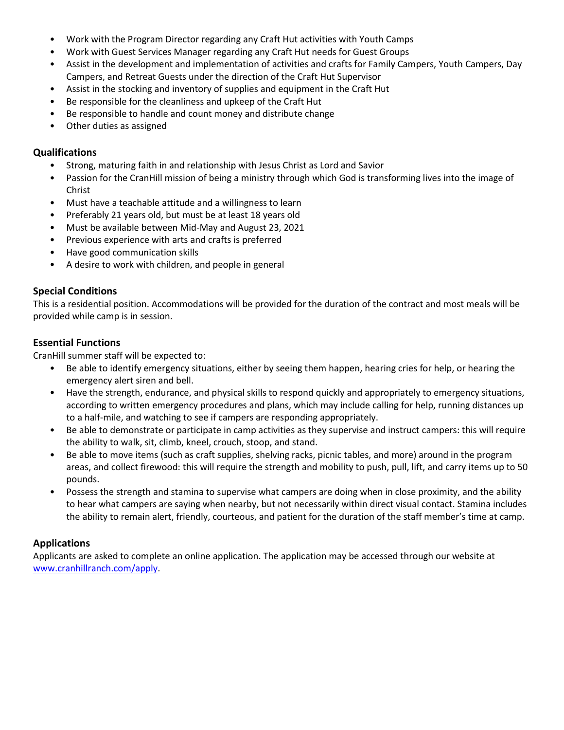- Work with the Program Director regarding any Craft Hut activities with Youth Camps
- Work with Guest Services Manager regarding any Craft Hut needs for Guest Groups
- Assist in the development and implementation of activities and crafts for Family Campers, Youth Campers, Day Campers, and Retreat Guests under the direction of the Craft Hut Supervisor
- Assist in the stocking and inventory of supplies and equipment in the Craft Hut
- Be responsible for the cleanliness and upkeep of the Craft Hut
- Be responsible to handle and count money and distribute change
- Other duties as assigned

### Qualifications

- Strong, maturing faith in and relationship with Jesus Christ as Lord and Savior
- Passion for the CranHill mission of being a ministry through which God is transforming lives into the image of Christ
- Must have a teachable attitude and a willingness to learn
- Preferably 21 years old, but must be at least 18 years old
- Must be available between Mid-May and August 23, 2021
- Previous experience with arts and crafts is preferred
- Have good communication skills
- A desire to work with children, and people in general

### Special Conditions

This is a residential position. Accommodations will be provided for the duration of the contract and most meals will be provided while camp is in session.

### Essential Functions

CranHill summer staff will be expected to:

- Be able to identify emergency situations, either by seeing them happen, hearing cries for help, or hearing the emergency alert siren and bell.
- Have the strength, endurance, and physical skills to respond quickly and appropriately to emergency situations, according to written emergency procedures and plans, which may include calling for help, running distances up to a half-mile, and watching to see if campers are responding appropriately.
- Be able to demonstrate or participate in camp activities as they supervise and instruct campers: this will require the ability to walk, sit, climb, kneel, crouch, stoop, and stand.
- Be able to move items (such as craft supplies, shelving racks, picnic tables, and more) around in the program areas, and collect firewood: this will require the strength and mobility to push, pull, lift, and carry items up to 50 pounds.
- Possess the strength and stamina to supervise what campers are doing when in close proximity, and the ability to hear what campers are saying when nearby, but not necessarily within direct visual contact. Stamina includes the ability to remain alert, friendly, courteous, and patient for the duration of the staff member's time at camp.

### Applications

Applicants are asked to complete an online application. The application may be accessed through our website at [www.cranhillranch.com/apply](http://www.cranhillranch.com/apply).